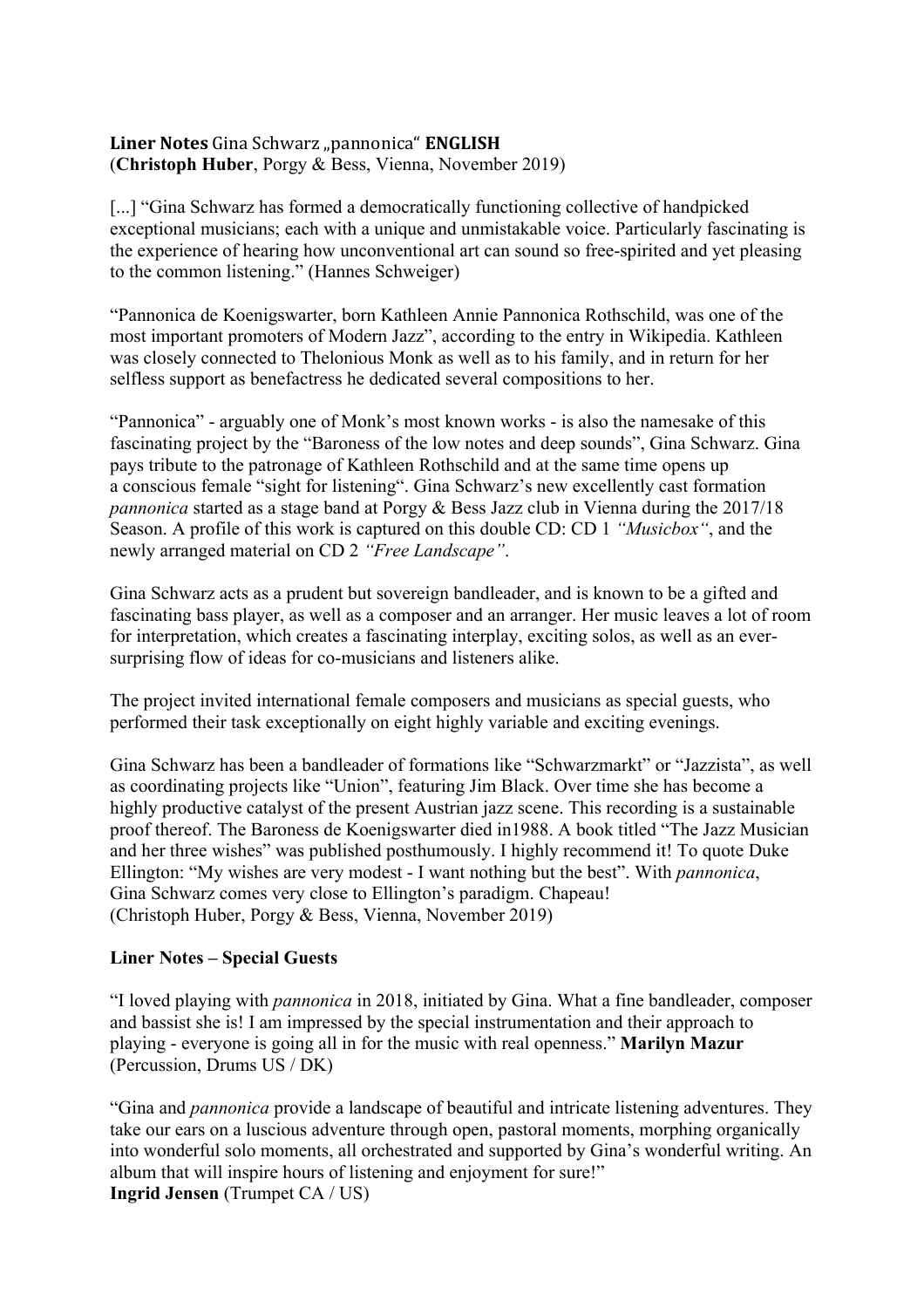**Liner Notes** Gina Schwarz „pannonica" **ENGLISH**
(**Christoph Huber**, Porgy & Bess, Vienna, November 2019)

[...] "Gina Schwarz has formed a democratically functioning collective of handpicked exceptional musicians; each with a unique and unmistakable voice. Particularly fascinating is the experience of hearing how unconventional art can sound so free-spirited and yet pleasing to the common listening." (Hannes Schweiger)

"Pannonica de Koenigswarter, born Kathleen Annie Pannonica Rothschild, was one of the most important promoters of Modern Jazz", according to the entry in Wikipedia. Kathleen was closely connected to Thelonious Monk as well as to his family, and in return for her selfless support as benefactress he dedicated several compositions to her.

"Pannonica" - arguably one of Monk's most known works - is also the namesake of this fascinating project by the "Baroness of the low notes and deep sounds", Gina Schwarz. Gina pays tribute to the patronage of Kathleen Rothschild and at the same time opens up a conscious female "sight for listening". Gina Schwarz's new excellently cast formation *pannonica* started as a stage band at Porgy & Bess Jazz club in Vienna during the 2017/18 Season. A profile of this work is captured on this double CD: CD 1 *"Musicbox"*, and the newly arranged material on CD 2 *"Free Landscape"*.

Gina Schwarz acts as a prudent but sovereign bandleader, and is known to be a gifted and fascinating bass player, as well as a composer and an arranger. Her music leaves a lot of room for interpretation, which creates a fascinating interplay, exciting solos, as well as an ever-surprising flow of ideas for co-musicians and listeners alike.

The project invited international female composers and musicians as special guests, who performed their task exceptionally on eight highly variable and exciting evenings.

Gina Schwarz has been a bandleader of formations like "Schwarzmarkt" or "Jazzista", as well as coordinating projects like "Union", featuring Jim Black. Over time she has become a highly productive catalyst of the present Austrian jazz scene. This recording is a sustainable proof thereof. The Baroness de Koenigswarter died in1988. A book titled "The Jazz Musician and her three wishes" was published posthumously. I highly recommend it! To quote Duke Ellington: "My wishes are very modest - I want nothing but the best". With *pannonica*, Gina Schwarz comes very close to Ellington's paradigm. Chapeau!
(Christoph Huber, Porgy & Bess, Vienna, November 2019)

**Liner Notes – Special Guests**

"I loved playing with *pannonica* in 2018, initiated by Gina. What a fine bandleader, composer and bassist she is! I am impressed by the special instrumentation and their approach to playing - everyone is going all in for the music with real openness." **Marilyn Mazur** (Percussion, Drums US / DK)

"Gina and *pannonica* provide a landscape of beautiful and intricate listening adventures. They take our ears on a luscious adventure through open, pastoral moments, morphing organically into wonderful solo moments, all orchestrated and supported by Gina's wonderful writing. An album that will inspire hours of listening and enjoyment for sure!"
**Ingrid Jensen** (Trumpet CA / US)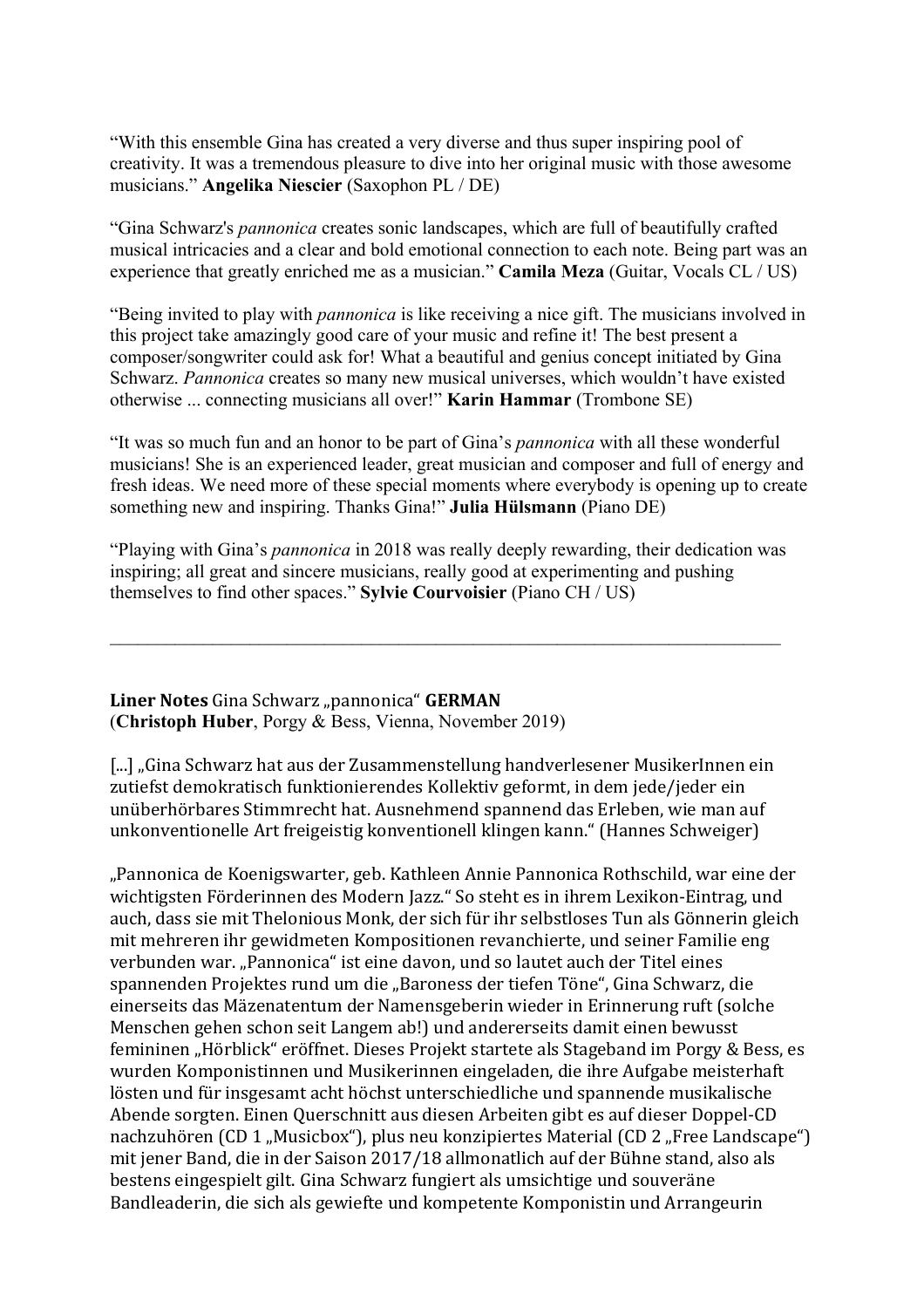"With this ensemble Gina has created a very diverse and thus super inspiring pool of creativity. It was a tremendous pleasure to dive into her original music with those awesome musicians." **Angelika Niescier** (Saxophon PL / DE)

"Gina Schwarz's *pannonica* creates sonic landscapes, which are full of beautifully crafted musical intricacies and a clear and bold emotional connection to each note. Being part was an experience that greatly enriched me as a musician." **Camila Meza** (Guitar, Vocals CL / US)

"Being invited to play with *pannonica* is like receiving a nice gift. The musicians involved in this project take amazingly good care of your music and refine it! The best present a composer/songwriter could ask for! What a beautiful and genius concept initiated by Gina Schwarz. *Pannonica* creates so many new musical universes, which wouldn't have existed otherwise ... connecting musicians all over!" **Karin Hammar** (Trombone SE)

"It was so much fun and an honor to be part of Gina's *pannonica* with all these wonderful musicians! She is an experienced leader, great musician and composer and full of energy and fresh ideas. We need more of these special moments where everybody is opening up to create something new and inspiring. Thanks Gina!" **Julia Hülsmann** (Piano DE)

"Playing with Gina's *pannonica* in 2018 was really deeply rewarding, their dedication was inspiring; all great and sincere musicians, really good at experimenting and pushing themselves to find other spaces." **Sylvie Courvoisier** (Piano CH / US)

---

**Liner Notes** Gina Schwarz „pannonica" **GERMAN**
(**Christoph Huber**, Porgy & Bess, Vienna, November 2019)

[...] „Gina Schwarz hat aus der Zusammenstellung handverlesener MusikerInnen ein zutiefst demokratisch funktionierendes Kollektiv geformt, in dem jede/jeder ein unüberhörbares Stimmrecht hat. Ausnehmend spannend das Erleben, wie man auf unkonventionelle Art freigeistig konventionell klingen kann." (Hannes Schweiger)

„Pannonica de Koenigswarter, geb. Kathleen Annie Pannonica Rothschild, war eine der wichtigsten Förderinnen des Modern Jazz." So steht es in ihrem Lexikon-Eintrag, und auch, dass sie mit Thelonious Monk, der sich für ihr selbstloses Tun als Gönnerin gleich mit mehreren ihr gewidmeten Kompositionen revanchierte, und seiner Familie eng verbunden war. „Pannonica" ist eine davon, und so lautet auch der Titel eines spannenden Projektes rund um die „Baroness der tiefen Töne", Gina Schwarz, die einerseits das Mäzenatentum der Namensgeberin wieder in Erinnerung ruft (solche Menschen gehen schon seit Langem ab!) und andererseits damit einen bewusst femininen „Hörblick" eröffnet. Dieses Projekt startete als Stageband im Porgy & Bess, es wurden Komponistinnen und Musikerinnen eingeladen, die ihre Aufgabe meisterhaft lösten und für insgesamt acht höchst unterschiedliche und spannende musikalische Abende sorgten. Einen Querschnitt aus diesen Arbeiten gibt es auf dieser Doppel-CD nachzuhören (CD 1 „Musicbox"), plus neu konzipiertes Material (CD 2 „Free Landscape") mit jener Band, die in der Saison 2017/18 allmonatlich auf der Bühne stand, also als bestens eingespielt gilt. Gina Schwarz fungiert als umsichtige und souveräne Bandleaderin, die sich als gewiefte und kompetente Komponistin und Arrangeurin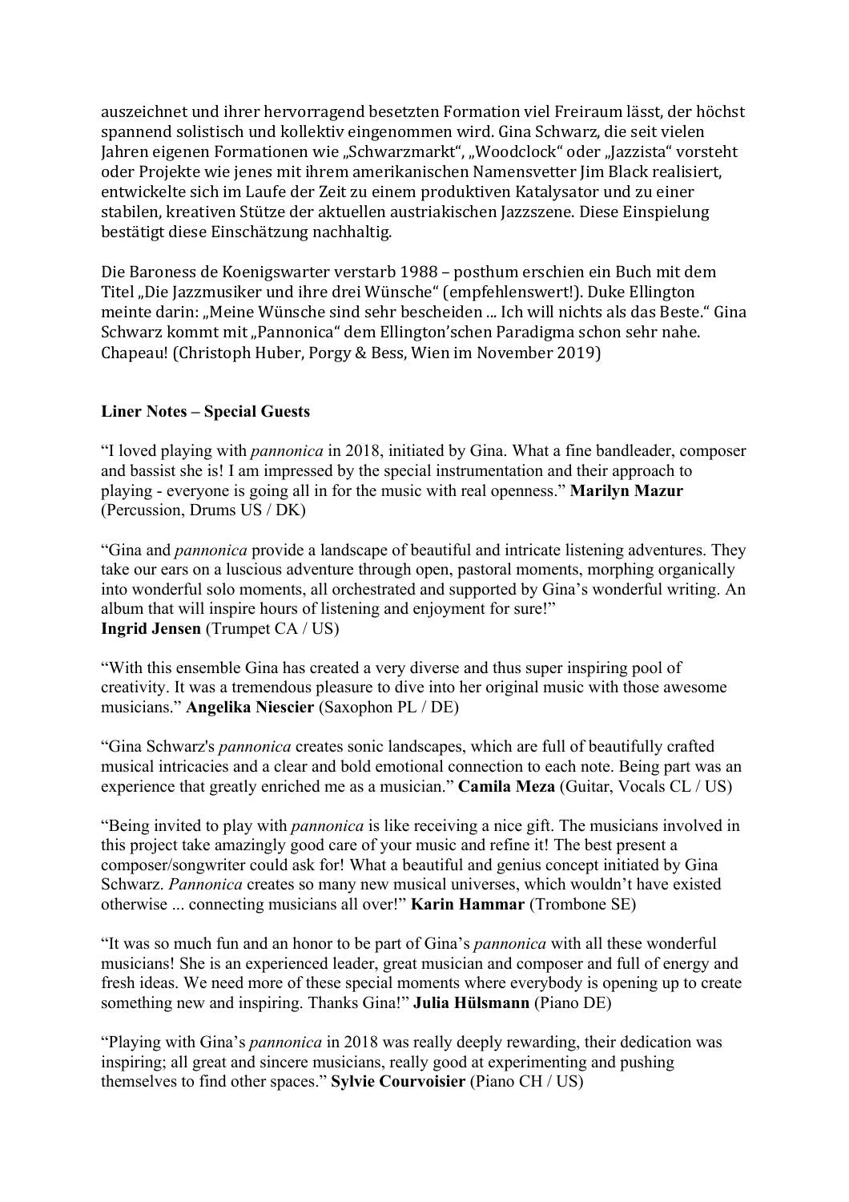auszeichnet und ihrer hervorragend besetzten Formation viel Freiraum lässt, der höchst spannend solistisch und kollektiv eingenommen wird. Gina Schwarz, die seit vielen Jahren eigenen Formationen wie „Schwarzmarkt", „Woodclock" oder „Jazzista" vorsteht oder Projekte wie jenes mit ihrem amerikanischen Namensvetter Jim Black realisiert, entwickelte sich im Laufe der Zeit zu einem produktiven Katalysator und zu einer stabilen, kreativen Stütze der aktuellen austriakischen Jazzszene. Diese Einspielung bestätigt diese Einschätzung nachhaltig.

Die Baroness de Koenigswarter verstarb 1988 – posthum erschien ein Buch mit dem Titel „Die Jazzmusiker und ihre drei Wünsche" (empfehlenswert!). Duke Ellington meinte darin: „Meine Wünsche sind sehr bescheiden ... Ich will nichts als das Beste." Gina Schwarz kommt mit „Pannonica" dem Ellington'schen Paradigma schon sehr nahe. Chapeau! (Christoph Huber, Porgy & Bess, Wien im November 2019)

**Liner Notes – Special Guests**

"I loved playing with *pannonica* in 2018, initiated by Gina. What a fine bandleader, composer and bassist she is! I am impressed by the special instrumentation and their approach to playing - everyone is going all in for the music with real openness." **Marilyn Mazur** (Percussion, Drums US / DK)

"Gina and *pannonica* provide a landscape of beautiful and intricate listening adventures. They take our ears on a luscious adventure through open, pastoral moments, morphing organically into wonderful solo moments, all orchestrated and supported by Gina's wonderful writing. An album that will inspire hours of listening and enjoyment for sure!"
**Ingrid Jensen** (Trumpet CA / US)

"With this ensemble Gina has created a very diverse and thus super inspiring pool of creativity. It was a tremendous pleasure to dive into her original music with those awesome musicians." **Angelika Niescier** (Saxophon PL / DE)

"Gina Schwarz's *pannonica* creates sonic landscapes, which are full of beautifully crafted musical intricacies and a clear and bold emotional connection to each note. Being part was an experience that greatly enriched me as a musician." **Camila Meza** (Guitar, Vocals CL / US)

"Being invited to play with *pannonica* is like receiving a nice gift. The musicians involved in this project take amazingly good care of your music and refine it! The best present a composer/songwriter could ask for! What a beautiful and genius concept initiated by Gina Schwarz. *Pannonica* creates so many new musical universes, which wouldn't have existed otherwise ... connecting musicians all over!" **Karin Hammar** (Trombone SE)

"It was so much fun and an honor to be part of Gina's *pannonica* with all these wonderful musicians! She is an experienced leader, great musician and composer and full of energy and fresh ideas. We need more of these special moments where everybody is opening up to create something new and inspiring. Thanks Gina!" **Julia Hülsmann** (Piano DE)

"Playing with Gina's *pannonica* in 2018 was really deeply rewarding, their dedication was inspiring; all great and sincere musicians, really good at experimenting and pushing themselves to find other spaces." **Sylvie Courvoisier** (Piano CH / US)